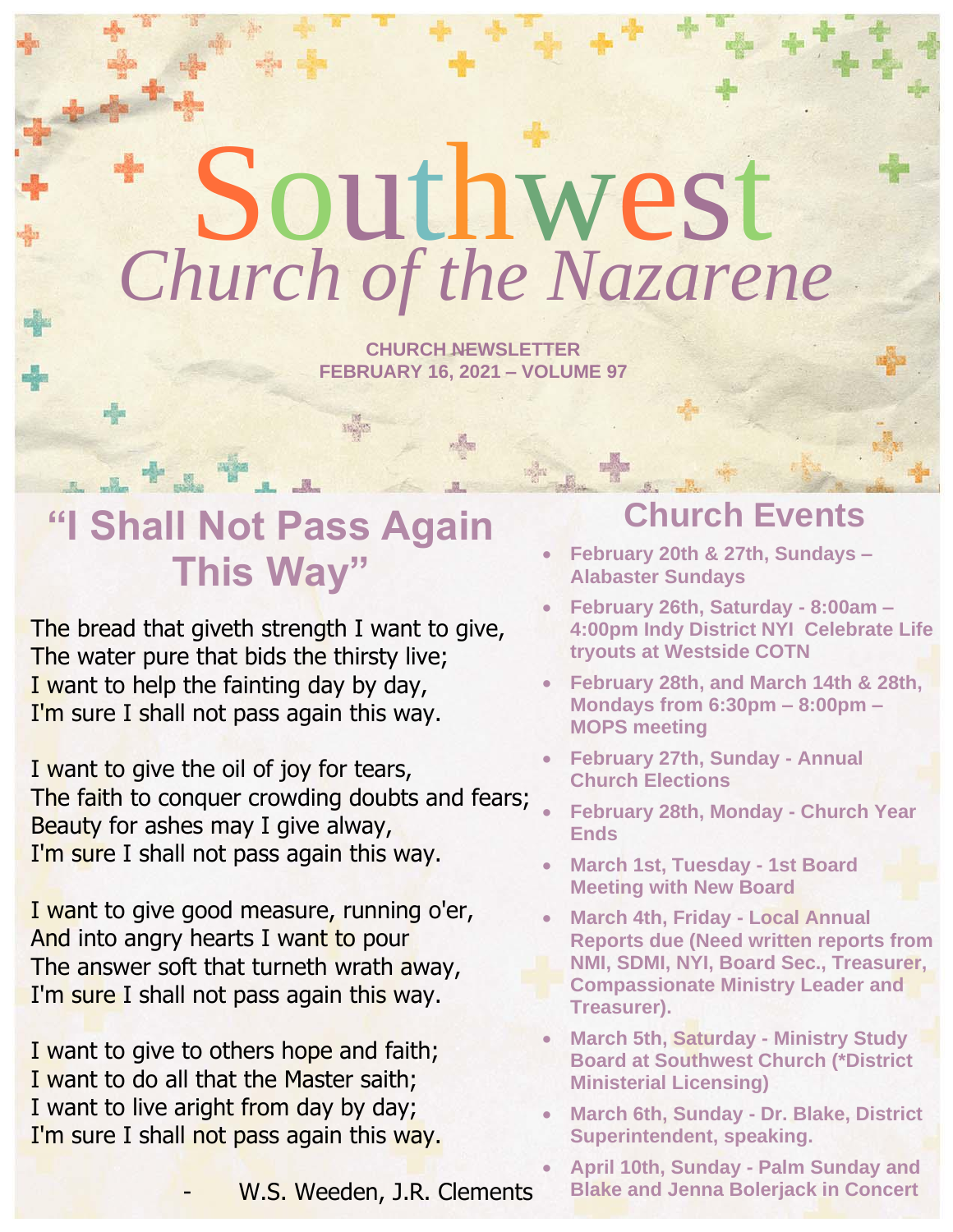# Southwest
## *Church of the Nazarene*

**CHURCH NEWSLETTER**
**FEBRUARY 16, 2021 – VOLUME 97**

## "I Shall Not Pass Again This Way"

The bread that giveth strength I want to give,
The water pure that bids the thirsty live;
I want to help the fainting day by day,
I'm sure I shall not pass again this way.

I want to give the oil of joy for tears,
The faith to conquer crowding doubts and fears;
Beauty for ashes may I give alway,
I'm sure I shall not pass again this way.

I want to give good measure, running o'er,
And into angry hearts I want to pour
The answer soft that turneth wrath away,
I'm sure I shall not pass again this way.

I want to give to others hope and faith;
I want to do all that the Master saith;
I want to live aright from day by day;
I'm sure I shall not pass again this way.

- W.S. Weeden, J.R. Clements

## Church Events

- **February 20th & 27th, Sundays – Alabaster Sundays**
- **February 26th, Saturday - 8:00am – 4:00pm Indy District NYI Celebrate Life tryouts at Westside COTN**
- **February 28th, and March 14th & 28th, Mondays from 6:30pm – 8:00pm – MOPS meeting**
- **February 27th, Sunday - Annual Church Elections**
- **February 28th, Monday - Church Year Ends**
- **March 1st, Tuesday - 1st Board Meeting with New Board**
- **March 4th, Friday - Local Annual Reports due (Need written reports from NMI, SDMI, NYI, Board Sec., Treasurer, Compassionate Ministry Leader and Treasurer).**
- **March 5th, Saturday - Ministry Study Board at Southwest Church (*District Ministerial Licensing)**
- **March 6th, Sunday - Dr. Blake, District Superintendent, speaking.**
- **April 10th, Sunday - Palm Sunday and Blake and Jenna Bolerjack in Concert**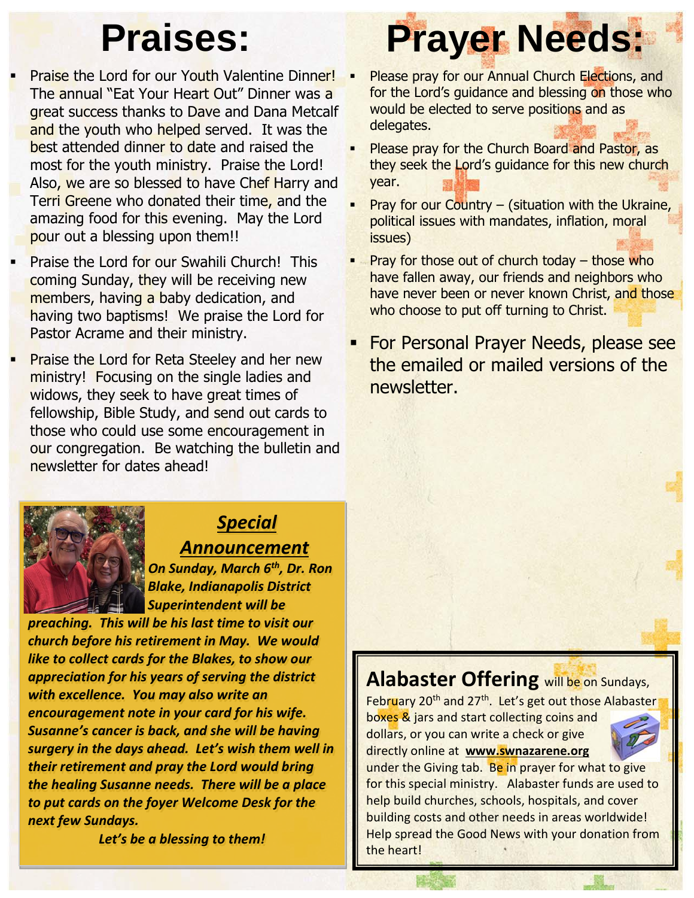# Praises:

- Praise the Lord for our Youth Valentine Dinner! The annual "Eat Your Heart Out" Dinner was a great success thanks to Dave and Dana Metcalf and the youth who helped served. It was the best attended dinner to date and raised the most for the youth ministry. Praise the Lord! Also, we are so blessed to have Chef Harry and Terri Greene who donated their time, and the amazing food for this evening. May the Lord pour out a blessing upon them!!
- Praise the Lord for our Swahili Church! This coming Sunday, they will be receiving new members, having a baby dedication, and having two baptisms! We praise the Lord for Pastor Acrame and their ministry.
- Praise the Lord for Reta Steeley and her new ministry! Focusing on the single ladies and widows, they seek to have great times of fellowship, Bible Study, and send out cards to those who could use some encouragement in our congregation. Be watching the bulletin and newsletter for dates ahead!

# Prayer Needs:

- Please pray for our Annual Church Elections, and for the Lord's guidance and blessing on those who would be elected to serve positions and as delegates.
- Please pray for the Church Board and Pastor, as they seek the Lord's guidance for this new church year.
- Pray for our Country – (situation with the Ukraine, political issues with mandates, inflation, moral issues)
- Pray for those out of church today – those who have fallen away, our friends and neighbors who have never been or never known Christ, and those who choose to put off turning to Christ.
- For Personal Prayer Needs, please see the emailed or mailed versions of the newsletter.

## Special Announcement

***On Sunday, March 6th, Dr. Ron Blake, Indianapolis District Superintendent will be preaching. This will be his last time to visit our church before his retirement in May. We would like to collect cards for the Blakes, to show our appreciation for his years of serving the district with excellence. You may also write an encouragement note in your card for his wife. Susanne's cancer is back, and she will be having surgery in the days ahead. Let's wish them well in their retirement and pray the Lord would bring the healing Susanne needs. There will be a place to put cards on the foyer Welcome Desk for the next few Sundays.***

***Let's be a blessing to them!***

## Alabaster Offering

**Alabaster Offering** will be on Sundays, February 20th and 27th. Let's get out those Alabaster boxes & jars and start collecting coins and dollars, or you can write a check or give directly online at **www.swnazarene.org** under the Giving tab. Be in prayer for what to give for this special ministry. Alabaster funds are used to help build churches, schools, hospitals, and cover building costs and other needs in areas worldwide! Help spread the Good News with your donation from the heart!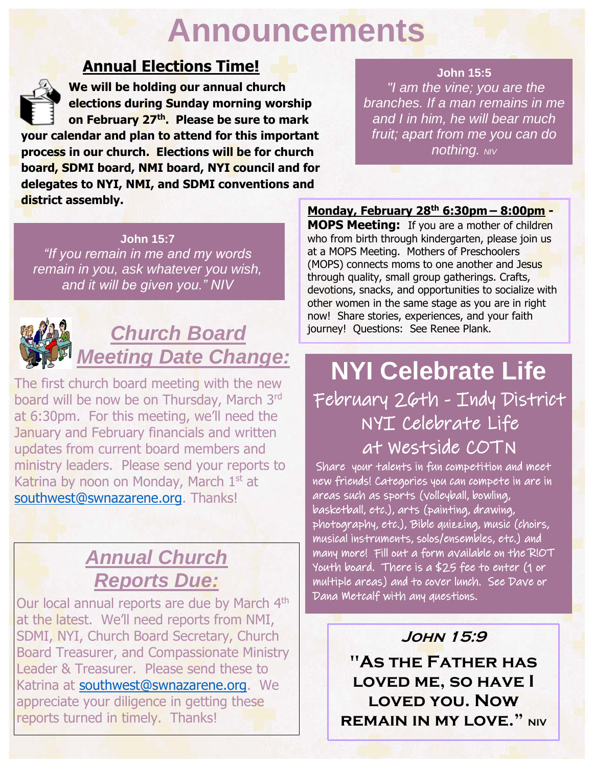# Announcements

## Annual Elections Time!

**We will be holding our annual church elections during Sunday morning worship on February 27th. Please be sure to mark your calendar and plan to attend for this important process in our church. Elections will be for church board, SDMI board, NMI board, NYI council and for delegates to NYI, NMI, and SDMI conventions and district assembly.**

**John 15:5**

*"I am the vine; you are the branches. If a man remains in me and I in him, he will bear much fruit; apart from me you can do nothing. NIV*

**John 15:7**

*"If you remain in me and my words remain in you, ask whatever you wish, and it will be given you." NIV*

**Monday, February 28th 6:30pm – 8:00pm - MOPS Meeting:** If you are a mother of children who from birth through kindergarten, please join us at a MOPS Meeting. Mothers of Preschoolers (MOPS) connects moms to one another and Jesus through quality, small group gatherings. Crafts, devotions, snacks, and opportunities to socialize with other women in the same stage as you are in right now! Share stories, experiences, and your faith journey! Questions: See Renee Plank.

## *Church Board Meeting Date Change:*

The first church board meeting with the new board will be now be on Thursday, March 3rd at 6:30pm. For this meeting, we'll need the January and February financials and written updates from current board members and ministry leaders. Please send your reports to Katrina by noon on Monday, March 1st at southwest@swnazarene.org. Thanks!

## NYI Celebrate Life

### February 26th - Indy District NYI Celebrate Life at Westside COTN

Share your talents in fun competition and meet new friends! Categories you can compete are in areas such as sports (volleyball, bowling, basketball, etc.), arts (painting, drawing, photography, etc.), Bible quizzing, music (choirs, musical instruments, solos/ensembles, etc.) and many more! Fill out a form available on the R!OT Youth board. There is a $25 fee to enter (1 or multiple areas) and to cover lunch. See Dave or Dana Metcalf with any questions.

## *Annual Church Reports Due:*

Our local annual reports are due by March 4th at the latest. We'll need reports from NMI, SDMI, NYI, Church Board Secretary, Church Board Treasurer, and Compassionate Ministry Leader & Treasurer. Please send these to Katrina at southwest@swnazarene.org. We appreciate your diligence in getting these reports turned in timely. Thanks!

**John 15:9**

**"As the Father has loved me, so have I loved you. Now remain in my love." NIV**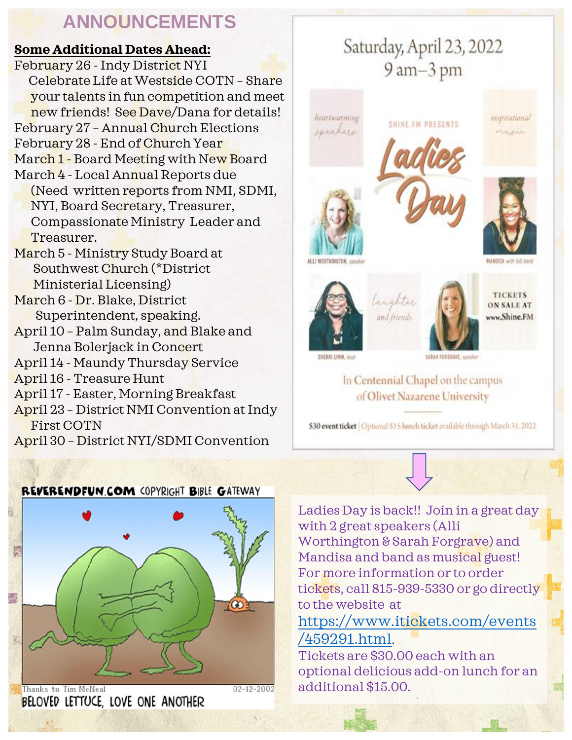# ANNOUNCEMENTS

**Some Additional Dates Ahead:**

February 26 - Indy District NYI Celebrate Life at Westside COTN – Share your talents in fun competition and meet new friends! See Dave/Dana for details!

February 27 – Annual Church Elections

February 28 - End of Church Year

March 1 - Board Meeting with New Board

March 4 - Local Annual Reports due (Need written reports from NMI, SDMI, NYI, Board Secretary, Treasurer, Compassionate Ministry Leader and Treasurer.

March 5 - Ministry Study Board at Southwest Church (*District Ministerial Licensing)

March 6 - Dr. Blake, District Superintendent, speaking.

April 10 – Palm Sunday, and Blake and Jenna Bolerjack in Concert

April 14 - Maundy Thursday Service

April 16 - Treasure Hunt

April 17 - Easter, Morning Breakfast

April 23 – District NMI Convention at Indy First COTN

April 30 – District NYI/SDMI Convention

Saturday, April 23, 2022
9 am–3 pm

heartwarming speakers

SHINE.FM PRESENTS

Ladies Day

inspirational music

ALLI WORTHINGTON, speaker

MANDISA with full band

SHERRI LYNN, host

laughter and friends

SARAH FORGRAVE, speaker

TICKETS ON SALE AT www.Shine.FM

In Centennial Chapel on the campus of Olivet Nazarene University

$30 event ticket | Optional $15 lunch ticket available through March 31, 2022

REVERENDFUN.COM COPYRIGHT BIBLE GATEWAY

Thanks to Tim McNeal 02-12-2002

BELOVED LETTUCE, LOVE ONE ANOTHER

Ladies Day is back!! Join in a great day with 2 great speakers (Alli Worthington & Sarah Forgrave) and Mandisa and band as musical guest! For more information or to order tickets, call 815-939-5330 or go directly to the website at https://www.itickets.com/events/459291.html.

Tickets are $30.00 each with an optional delicious add-on lunch for an additional $15.00.